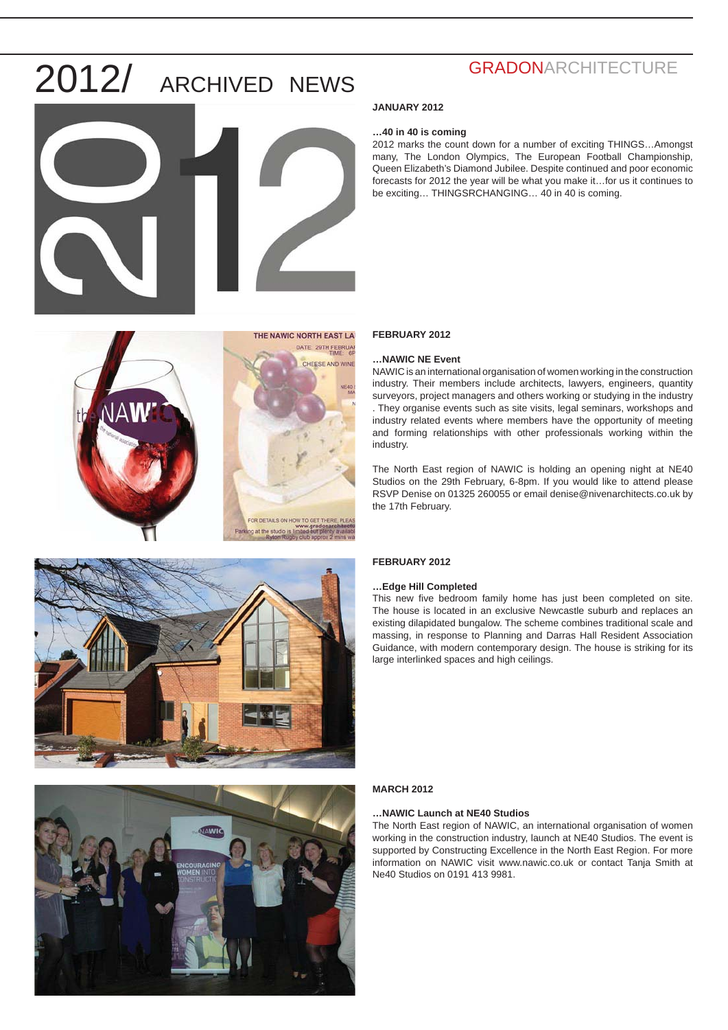# 2012/ ARCHIVED NEWS

GRADONARCHITECTURE

**JANUARY 2012**

**…40 in 40 is coming**

2012 marks the count down for a number of exciting THINGS…Amongst many, The London Olympics, The European Football Championship, Queen Elizabeth's Diamond Jubilee. Despite continued and poor economic forecasts for 2012 the year will be what you make it…for us it continues to be exciting… THINGSRCHANGING… 40 in 40 is coming.

**FEBRUARY 2012**

**…NAWIC NE Event**

NAWIC is an international organisation of women working in the construction industry. Their members include architects, lawyers, engineers, quantity surveyors, project managers and others working or studying in the industry . They organise events such as site visits, legal seminars, workshops and industry related events where members have the opportunity of meeting and forming relationships with other professionals working within the industry.

The North East region of NAWIC is holding an opening night at NE40 Studios on the 29th February, 6-8pm. If you would like to attend please RSVP Denise on 01325 260055 or email denise@nivenarchitects.co.uk by the 17th February.

**FEBRUARY 2012**

**…Edge Hill Completed**

This new five bedroom family home has just been completed on site. The house is located in an exclusive Newcastle suburb and replaces an existing dilapidated bungalow. The scheme combines traditional scale and massing, in response to Planning and Darras Hall Resident Association Guidance, with modern contemporary design. The house is striking for its large interlinked spaces and high ceilings.

**MARCH 2012**

**…NAWIC Launch at NE40 Studios**

The North East region of NAWIC, an international organisation of women working in the construction industry, launch at NE40 Studios. The event is supported by Constructing Excellence in the North East Region. For more information on NAWIC visit www.nawic.co.uk or contact Tanja Smith at Ne40 Studios on 0191 413 9981.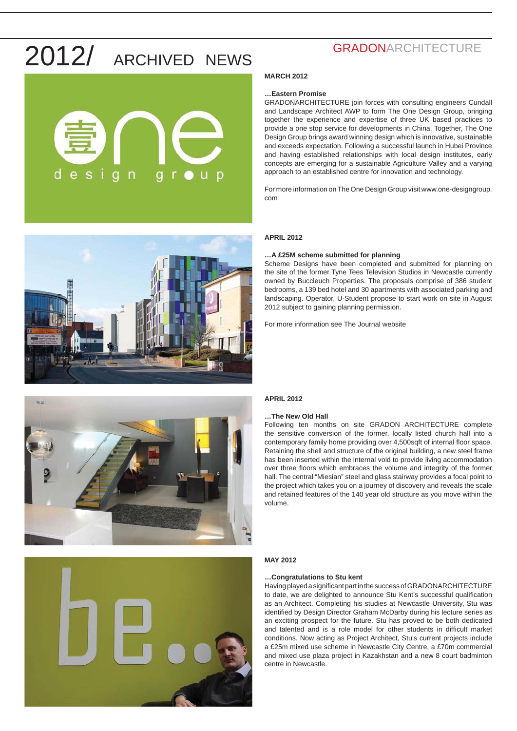# 2012/ ARCHIVED NEWS

GRADONARCHITECTURE

**MARCH 2012**

**…Eastern Promise**

GRADONARCHITECTURE join forces with consulting engineers Cundall and Landscape Architect AWP to form The One Design Group, bringing together the experience and expertise of three UK based practices to provide a one stop service for developments in China. Together, The One Design Group brings award winning design which is innovative, sustainable and exceeds expectation. Following a successful launch in Hubei Province and having established relationships with local design institutes, early concepts are emerging for a sustainable Agriculture Valley and a varying approach to an established centre for innovation and technology.

For more information on The One Design Group visit www.one-designgroup.com

**APRIL 2012**

**…A £25M scheme submitted for planning**

Scheme Designs have been completed and submitted for planning on the site of the former Tyne Tees Television Studios in Newcastle currently owned by Buccleuch Properties. The proposals comprise of 386 student bedrooms, a 139 bed hotel and 30 apartments with associated parking and landscaping. Operator, U-Student propose to start work on site in August 2012 subject to gaining planning permission.

For more information see The Journal website

**APRIL 2012**

**…The New Old Hall**

Following ten months on site GRADON ARCHITECTURE complete the sensitive conversion of the former, locally listed church hall into a contemporary family home providing over 4,500sqft of internal floor space. Retaining the shell and structure of the original building, a new steel frame has been inserted within the internal void to provide living accommodation over three floors which embraces the volume and integrity of the former hall. The central "Miesian" steel and glass stairway provides a focal point to the project which takes you on a journey of discovery and reveals the scale and retained features of the 140 year old structure as you move within the volume.

**MAY 2012**

**…Congratulations to Stu kent**

Having played a significant part in the success of GRADONARCHITECTURE to date, we are delighted to announce Stu Kent's successful qualification as an Architect. Completing his studies at Newcastle University, Stu was identified by Design Director Graham McDarby during his lecture series as an exciting prospect for the future. Stu has proved to be both dedicated and talented and is a role model for other students in difficult market conditions. Now acting as Project Architect, Stu's current projects include a £25m mixed use scheme in Newcastle City Centre, a £70m commercial and mixed use plaza project in Kazakhstan and a new 8 court badminton centre in Newcastle.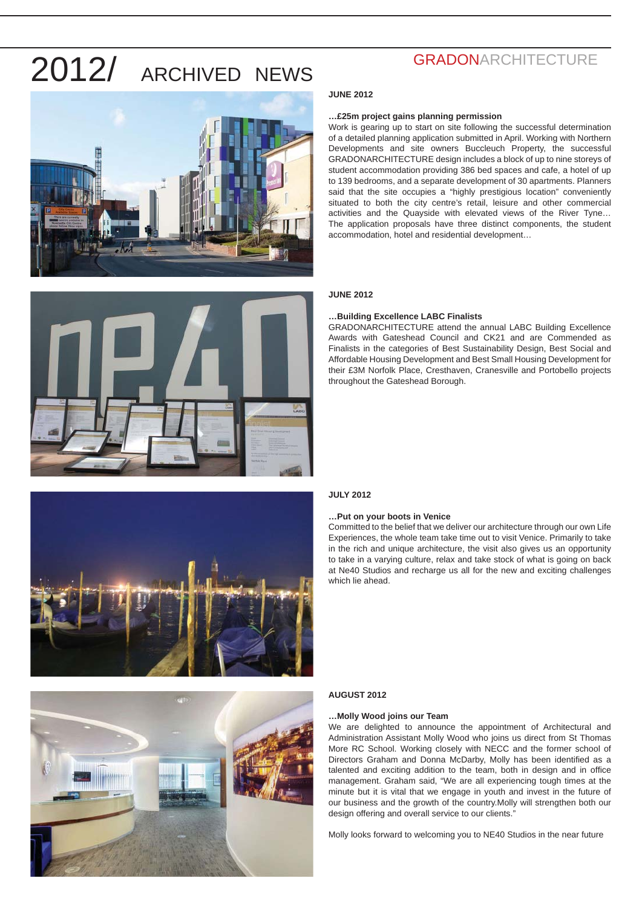# 2012/ ARCHIVED NEWS

GRADONARCHITECTURE

**JUNE 2012**

**…£25m project gains planning permission**

Work is gearing up to start on site following the successful determination of a detailed planning application submitted in April. Working with Northern Developments and site owners Buccleuch Property, the successful GRADONARCHITECTURE design includes a block of up to nine storeys of student accommodation providing 386 bed spaces and cafe, a hotel of up to 139 bedrooms, and a separate development of 30 apartments. Planners said that the site occupies a "highly prestigious location" conveniently situated to both the city centre's retail, leisure and other commercial activities and the Quayside with elevated views of the River Tyne… The application proposals have three distinct components, the student accommodation, hotel and residential development…

**JUNE 2012**

**…Building Excellence LABC Finalists**

GRADONARCHITECTURE attend the annual LABC Building Excellence Awards with Gateshead Council and CK21 and are Commended as Finalists in the categories of Best Sustainability Design, Best Social and Affordable Housing Development and Best Small Housing Development for their £3M Norfolk Place, Cresthaven, Cranesville and Portobello projects throughout the Gateshead Borough.

**JULY 2012**

**…Put on your boots in Venice**

Committed to the belief that we deliver our architecture through our own Life Experiences, the whole team take time out to visit Venice. Primarily to take in the rich and unique architecture, the visit also gives us an opportunity to take in a varying culture, relax and take stock of what is going on back at Ne40 Studios and recharge us all for the new and exciting challenges which lie ahead.

**AUGUST 2012**

**…Molly Wood joins our Team**

We are delighted to announce the appointment of Architectural and Administration Assistant Molly Wood who joins us direct from St Thomas More RC School. Working closely with NECC and the former school of Directors Graham and Donna McDarby, Molly has been identified as a talented and exciting addition to the team, both in design and in office management. Graham said, "We are all experiencing tough times at the minute but it is vital that we engage in youth and invest in the future of our business and the growth of the country.Molly will strengthen both our design offering and overall service to our clients."

Molly looks forward to welcoming you to NE40 Studios in the near future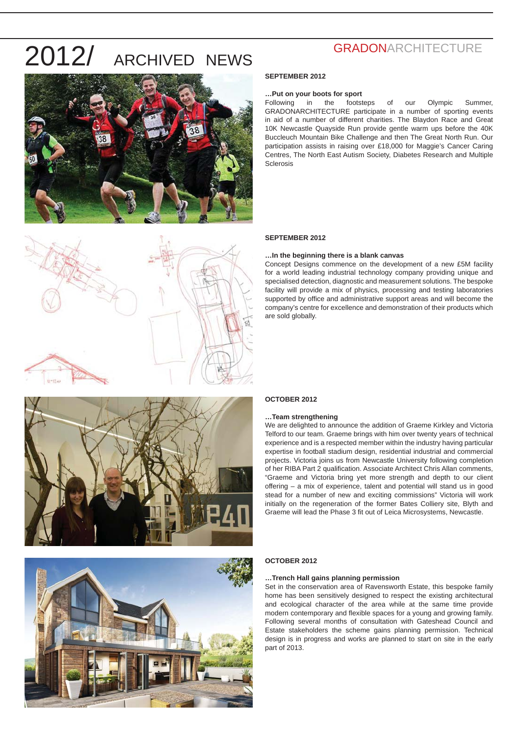# 2012/ ARCHIVED NEWS

GRADONARCHITECTURE

**SEPTEMBER 2012**

**…Put on your boots for sport**

Following in the footsteps of our Olympic Summer, GRADONARCHITECTURE participate in a number of sporting events in aid of a number of different charities. The Blaydon Race and Great 10K Newcastle Quayside Run provide gentle warm ups before the 40K Buccleuch Mountain Bike Challenge and then The Great North Run. Our participation assists in raising over £18,000 for Maggie's Cancer Caring Centres, The North East Autism Society, Diabetes Research and Multiple Sclerosis

**SEPTEMBER 2012**

**…In the beginning there is a blank canvas**

Concept Designs commence on the development of a new £5M facility for a world leading industrial technology company providing unique and specialised detection, diagnostic and measurement solutions. The bespoke facility will provide a mix of physics, processing and testing laboratories supported by office and administrative support areas and will become the company's centre for excellence and demonstration of their products which are sold globally.

**OCTOBER 2012**

**…Team strengthening**

We are delighted to announce the addition of Graeme Kirkley and Victoria Telford to our team. Graeme brings with him over twenty years of technical experience and is a respected member within the industry having particular expertise in football stadium design, residential industrial and commercial projects. Victoria joins us from Newcastle University following completion of her RIBA Part 2 qualification. Associate Architect Chris Allan comments, "Graeme and Victoria bring yet more strength and depth to our client offering – a mix of experience, talent and potential will stand us in good stead for a number of new and exciting commissions" Victoria will work initially on the regeneration of the former Bates Colliery site, Blyth and Graeme will lead the Phase 3 fit out of Leica Microsystems, Newcastle.

**OCTOBER 2012**

**…Trench Hall gains planning permission**

Set in the conservation area of Ravensworth Estate, this bespoke family home has been sensitively designed to respect the existing architectural and ecological character of the area while at the same time provide modern contemporary and flexible spaces for a young and growing family. Following several months of consultation with Gateshead Council and Estate stakeholders the scheme gains planning permission. Technical design is in progress and works are planned to start on site in the early part of 2013.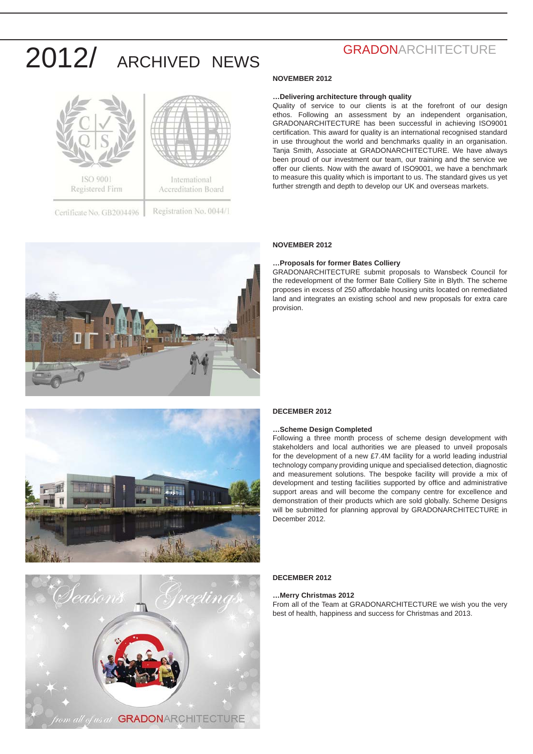# 2012/ ARCHIVED NEWS

GRADONARCHITECTURE

**NOVEMBER 2012**

**…Delivering architecture through quality**

Quality of service to our clients is at the forefront of our design ethos. Following an assessment by an independent organisation, GRADONARCHITECTURE has been successful in achieving ISO9001 certification. This award for quality is an international recognised standard in use throughout the world and benchmarks quality in an organisation. Tanja Smith, Associate at GRADONARCHITECTURE. We have always been proud of our investment our team, our training and the service we offer our clients. Now with the award of ISO9001, we have a benchmark to measure this quality which is important to us. The standard gives us yet further strength and depth to develop our UK and overseas markets.

**NOVEMBER 2012**

**…Proposals for former Bates Colliery**

GRADONARCHITECTURE submit proposals to Wansbeck Council for the redevelopment of the former Bate Colliery Site in Blyth. The scheme proposes in excess of 250 affordable housing units located on remediated land and integrates an existing school and new proposals for extra care provision.

**DECEMBER 2012**

**…Scheme Design Completed**

Following a three month process of scheme design development with stakeholders and local authorities we are pleased to unveil proposals for the development of a new £7.4M facility for a world leading industrial technology company providing unique and specialised detection, diagnostic and measurement solutions. The bespoke facility will provide a mix of development and testing facilities supported by office and administrative support areas and will become the company centre for excellence and demonstration of their products which are sold globally. Scheme Designs will be submitted for planning approval by GRADONARCHITECTURE in December 2012.

**DECEMBER 2012**

**…Merry Christmas 2012**

From all of the Team at GRADONARCHITECTURE we wish you the very best of health, happiness and success for Christmas and 2013.